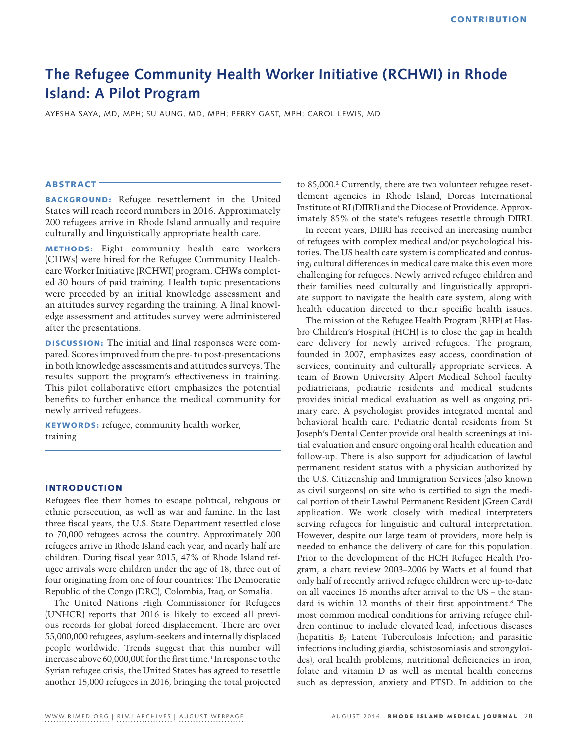# The Refugee Community Health Worker Initiative (RCHWI) in Rhode Island: A Pilot Program

AYESHA SAYA, MD, MPH; SU AUNG, MD, MPH; PERRY GAST, MPH; CAROL LEWIS, MD

## ABSTRACT

**BACKGROUND:** Refugee resettlement in the United States will reach record numbers in 2016. Approximately 200 refugees arrive in Rhode Island annually and require culturally and linguistically appropriate health care.

**METHODS:** Eight community health care workers (CHWs) were hired for the Refugee Community Healthcare Worker Initiative (RCHWI) program. CHWs completed 30 hours of paid training. Health topic presentations were preceded by an initial knowledge assessment and an attitudes survey regarding the training. A final knowledge assessment and attitudes survey were administered after the presentations.

**DISCUSSION:** The initial and final responses were compared. Scores improved from the pre- to post-presentations in both knowledge assessments and attitudes surveys. The results support the program's effectiveness in training. This pilot collaborative effort emphasizes the potential benefits to further enhance the medical community for newly arrived refugees.

**KEYWORDS:** refugee, community health worker, training

## INTRODUCTION

Refugees flee their homes to escape political, religious or ethnic persecution, as well as war and famine. In the last three fiscal years, the U.S. State Department resettled close to 70,000 refugees across the country. Approximately 200 refugees arrive in Rhode Island each year, and nearly half are children. During fiscal year 2015, 47% of Rhode Island refugee arrivals were children under the age of 18, three out of four originating from one of four countries: The Democratic Republic of the Congo (DRC), Colombia, Iraq, or Somalia.

The United Nations High Commissioner for Refugees (UNHCR) reports that 2016 is likely to exceed all previous records for global forced displacement. There are over 55,000,000 refugees, asylum-seekers and internally displaced people worldwide. Trends suggest that this number will increase above 60,000,000 for the first time.[1] In response to the Syrian refugee crisis, the United States has agreed to resettle another 15,000 refugees in 2016, bringing the total projected to 85,000.[2] Currently, there are two volunteer refugee resettlement agencies in Rhode Island, Dorcas International Institute of RI (DIIRI) and the Diocese of Providence. Approximately 85% of the state's refugees resettle through DIIRI.

In recent years, DIIRI has received an increasing number of refugees with complex medical and/or psychological histories. The US health care system is complicated and confusing; cultural differences in medical care make this even more challenging for refugees. Newly arrived refugee children and their families need culturally and linguistically appropriate support to navigate the health care system, along with health education directed to their specific health issues.

The mission of the Refugee Health Program (RHP) at Hasbro Children's Hospital (HCH) is to close the gap in health care delivery for newly arrived refugees. The program, founded in 2007, emphasizes easy access, coordination of services, continuity and culturally appropriate services. A team of Brown University Alpert Medical School faculty pediatricians, pediatric residents and medical students provides initial medical evaluation as well as ongoing primary care. A psychologist provides integrated mental and behavioral health care. Pediatric dental residents from St Joseph's Dental Center provide oral health screenings at initial evaluation and ensure ongoing oral health education and follow-up. There is also support for adjudication of lawful permanent resident status with a physician authorized by the U.S. Citizenship and Immigration Services (also known as civil surgeons) on site who is certified to sign the medical portion of their Lawful Permanent Resident (Green Card) application. We work closely with medical interpreters serving refugees for linguistic and cultural interpretation. However, despite our large team of providers, more help is needed to enhance the delivery of care for this population. Prior to the development of the HCH Refugee Health Program, a chart review 2003–2006 by Watts et al found that only half of recently arrived refugee children were up-to-date on all vaccines 15 months after arrival to the US – the standard is within 12 months of their first appointment.[3] The most common medical conditions for arriving refugee children continue to include elevated lead, infectious diseases (hepatitis B; Latent Tuberculosis Infection; and parasitic infections including giardia, schistosomiasis and strongyloides), oral health problems, nutritional deficiencies in iron, folate and vitamin D as well as mental health concerns such as depression, anxiety and PTSD. In addition to the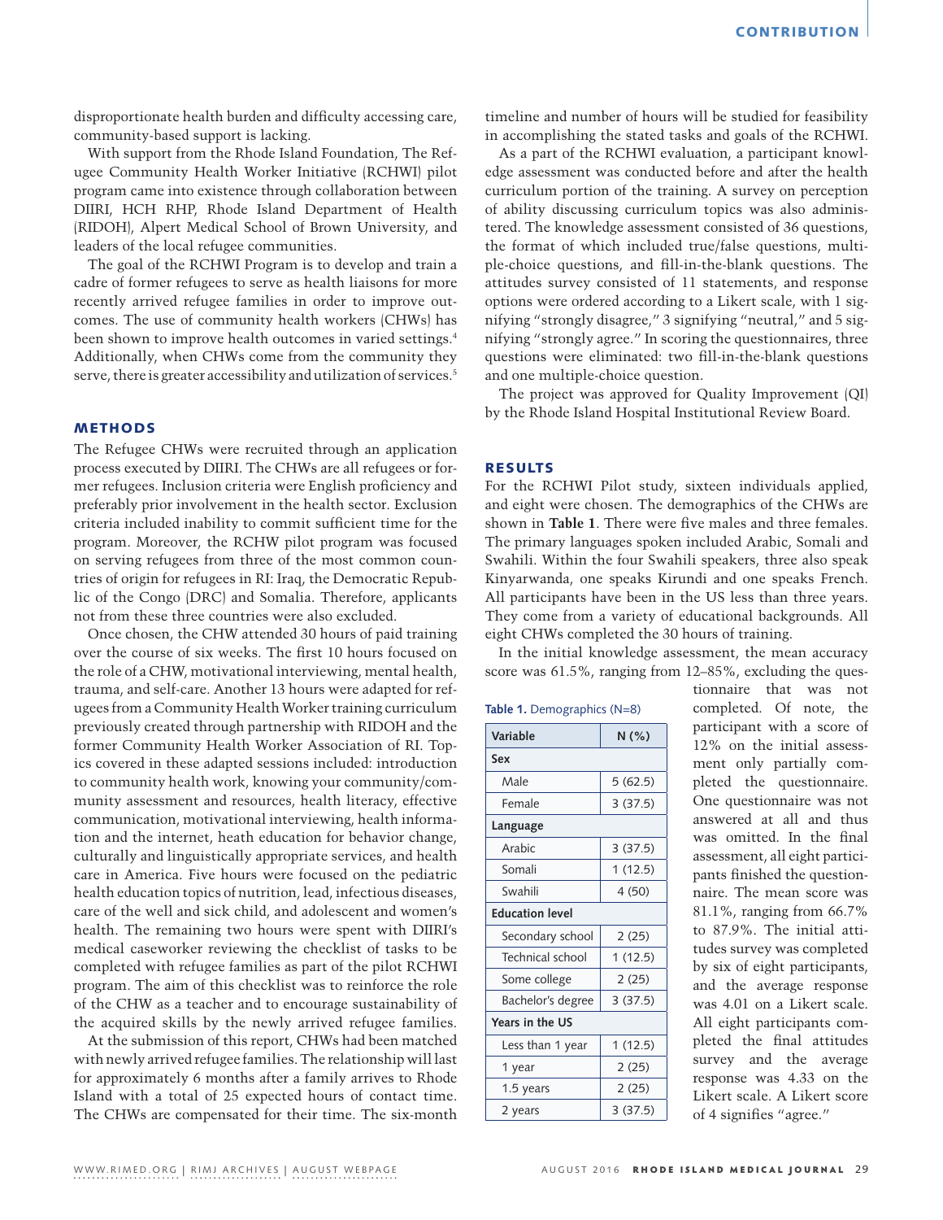disproportionate health burden and difficulty accessing care, community-based support is lacking.

With support from the Rhode Island Foundation, The Refugee Community Health Worker Initiative (RCHWI) pilot program came into existence through collaboration between DIIRI, HCH RHP, Rhode Island Department of Health (RIDOH), Alpert Medical School of Brown University, and leaders of the local refugee communities.

The goal of the RCHWI Program is to develop and train a cadre of former refugees to serve as health liaisons for more recently arrived refugee families in order to improve outcomes. The use of community health workers (CHWs) has been shown to improve health outcomes in varied settings.[4] Additionally, when CHWs come from the community they serve, there is greater accessibility and utilization of services.[5]

## METHODS

The Refugee CHWs were recruited through an application process executed by DIIRI. The CHWs are all refugees or former refugees. Inclusion criteria were English proficiency and preferably prior involvement in the health sector. Exclusion criteria included inability to commit sufficient time for the program. Moreover, the RCHW pilot program was focused on serving refugees from three of the most common countries of origin for refugees in RI: Iraq, the Democratic Republic of the Congo (DRC) and Somalia. Therefore, applicants not from these three countries were also excluded.

Once chosen, the CHW attended 30 hours of paid training over the course of six weeks. The first 10 hours focused on the role of a CHW, motivational interviewing, mental health, trauma, and self-care. Another 13 hours were adapted for refugees from a Community Health Worker training curriculum previously created through partnership with RIDOH and the former Community Health Worker Association of RI. Topics covered in these adapted sessions included: introduction to community health work, knowing your community/community assessment and resources, health literacy, effective communication, motivational interviewing, health information and the internet, heath education for behavior change, culturally and linguistically appropriate services, and health care in America. Five hours were focused on the pediatric health education topics of nutrition, lead, infectious diseases, care of the well and sick child, and adolescent and women's health. The remaining two hours were spent with DIIRI's medical caseworker reviewing the checklist of tasks to be completed with refugee families as part of the pilot RCHWI program. The aim of this checklist was to reinforce the role of the CHW as a teacher and to encourage sustainability of the acquired skills by the newly arrived refugee families.

At the submission of this report, CHWs had been matched with newly arrived refugee families. The relationship will last for approximately 6 months after a family arrives to Rhode Island with a total of 25 expected hours of contact time. The CHWs are compensated for their time. The six-month timeline and number of hours will be studied for feasibility in accomplishing the stated tasks and goals of the RCHWI.

As a part of the RCHWI evaluation, a participant knowledge assessment was conducted before and after the health curriculum portion of the training. A survey on perception of ability discussing curriculum topics was also administered. The knowledge assessment consisted of 36 questions, the format of which included true/false questions, multiple-choice questions, and fill-in-the-blank questions. The attitudes survey consisted of 11 statements, and response options were ordered according to a Likert scale, with 1 signifying "strongly disagree," 3 signifying "neutral," and 5 signifying "strongly agree." In scoring the questionnaires, three questions were eliminated: two fill-in-the-blank questions and one multiple-choice question.

The project was approved for Quality Improvement (QI) by the Rhode Island Hospital Institutional Review Board.

## RESULTS

For the RCHWI Pilot study, sixteen individuals applied, and eight were chosen. The demographics of the CHWs are shown in **Table 1**. There were five males and three females. The primary languages spoken included Arabic, Somali and Swahili. Within the four Swahili speakers, three also speak Kinyarwanda, one speaks Kirundi and one speaks French. All participants have been in the US less than three years. They come from a variety of educational backgrounds. All eight CHWs completed the 30 hours of training.

In the initial knowledge assessment, the mean accuracy score was 61.5%, ranging from 12–85%, excluding the questionnaire that was not completed. Of note, the participant with a score of 12% on the initial assessment only partially completed the questionnaire. One questionnaire was not answered at all and thus was omitted. In the final assessment, all eight participants finished the questionnaire. The mean score was 81.1%, ranging from 66.7% to 87.9%. The initial attitudes survey was completed by six of eight participants, and the average response was 4.01 on a Likert scale. All eight participants completed the final attitudes survey and the average response was 4.33 on the Likert scale. A Likert score of 4 signifies "agree."

**Table 1.** Demographics (N=8)

| Variable | N (%) |
|---|---|
| **Sex** | |
| Male | 5 (62.5) |
| Female | 3 (37.5) |
| **Language** | |
| Arabic | 3 (37.5) |
| Somali | 1 (12.5) |
| Swahili | 4 (50) |
| **Education level** | |
| Secondary school | 2 (25) |
| Technical school | 1 (12.5) |
| Some college | 2 (25) |
| Bachelor's degree | 3 (37.5) |
| **Years in the US** | |
| Less than 1 year | 1 (12.5) |
| 1 year | 2 (25) |
| 1.5 years | 2 (25) |
| 2 years | 3 (37.5) |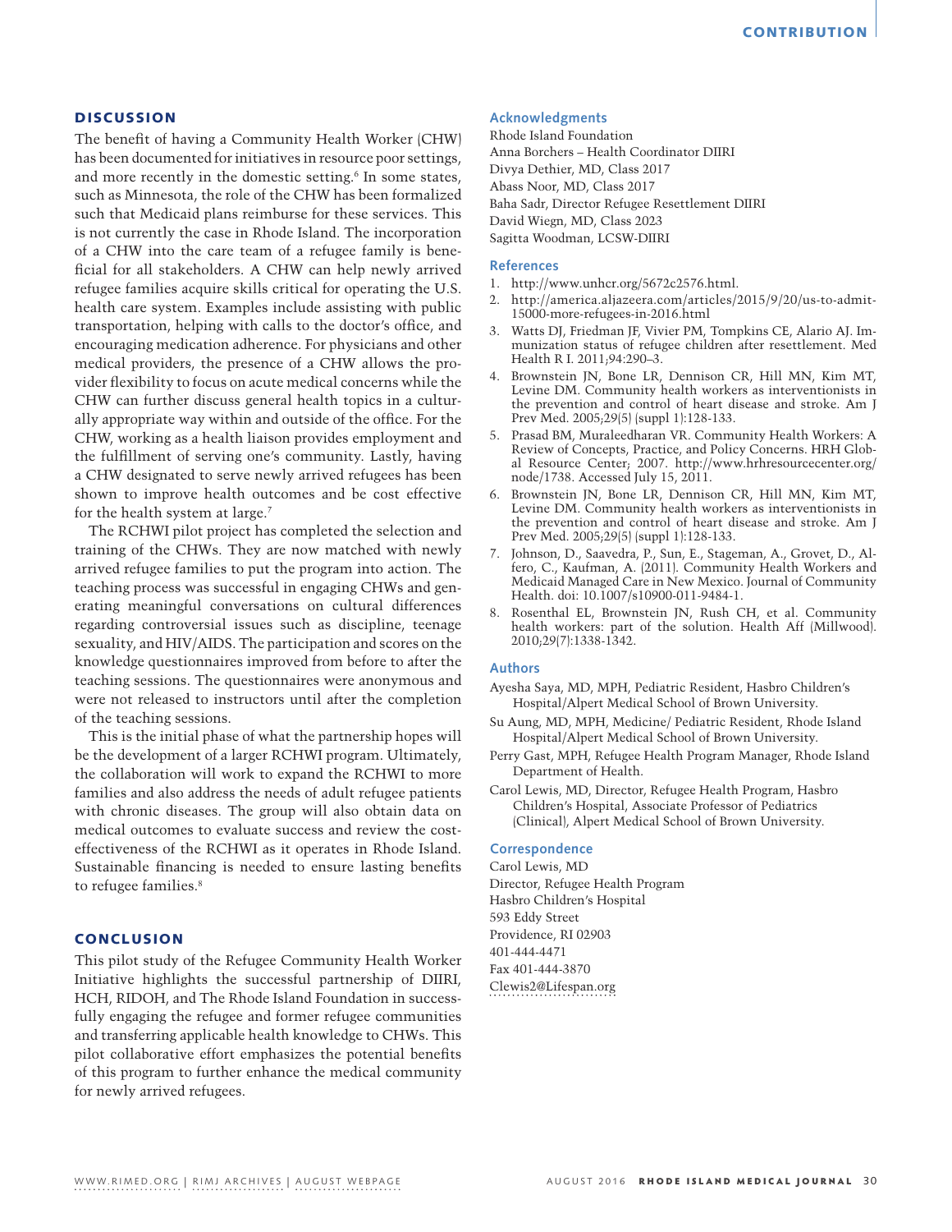## DISCUSSION

The benefit of having a Community Health Worker (CHW) has been documented for initiatives in resource poor settings, and more recently in the domestic setting.[6] In some states, such as Minnesota, the role of the CHW has been formalized such that Medicaid plans reimburse for these services. This is not currently the case in Rhode Island. The incorporation of a CHW into the care team of a refugee family is beneficial for all stakeholders. A CHW can help newly arrived refugee families acquire skills critical for operating the U.S. health care system. Examples include assisting with public transportation, helping with calls to the doctor's office, and encouraging medication adherence. For physicians and other medical providers, the presence of a CHW allows the provider flexibility to focus on acute medical concerns while the CHW can further discuss general health topics in a culturally appropriate way within and outside of the office. For the CHW, working as a health liaison provides employment and the fulfillment of serving one's community. Lastly, having a CHW designated to serve newly arrived refugees has been shown to improve health outcomes and be cost effective for the health system at large.[7]

The RCHWI pilot project has completed the selection and training of the CHWs. They are now matched with newly arrived refugee families to put the program into action. The teaching process was successful in engaging CHWs and generating meaningful conversations on cultural differences regarding controversial issues such as discipline, teenage sexuality, and HIV/AIDS. The participation and scores on the knowledge questionnaires improved from before to after the teaching sessions. The questionnaires were anonymous and were not released to instructors until after the completion of the teaching sessions.

This is the initial phase of what the partnership hopes will be the development of a larger RCHWI program. Ultimately, the collaboration will work to expand the RCHWI to more families and also address the needs of adult refugee patients with chronic diseases. The group will also obtain data on medical outcomes to evaluate success and review the cost-effectiveness of the RCHWI as it operates in Rhode Island. Sustainable financing is needed to ensure lasting benefits to refugee families.[8]

## CONCLUSION

This pilot study of the Refugee Community Health Worker Initiative highlights the successful partnership of DIIRI, HCH, RIDOH, and The Rhode Island Foundation in successfully engaging the refugee and former refugee communities and transferring applicable health knowledge to CHWs. This pilot collaborative effort emphasizes the potential benefits of this program to further enhance the medical community for newly arrived refugees.

### Acknowledgments

Rhode Island Foundation
Anna Borchers – Health Coordinator DIIRI
Divya Dethier, MD, Class 2017
Abass Noor, MD, Class 2017
Baha Sadr, Director Refugee Resettlement DIIRI
David Wiegn, MD, Class 2023
Sagitta Woodman, LCSW-DIIRI

### References

1. http://www.unhcr.org/5672c2576.html.
2. http://america.aljazeera.com/articles/2015/9/20/us-to-admit-15000-more-refugees-in-2016.html
3. Watts DJ, Friedman JF, Vivier PM, Tompkins CE, Alario AJ. Immunization status of refugee children after resettlement. Med Health R I. 2011;94:290–3.
4. Brownstein JN, Bone LR, Dennison CR, Hill MN, Kim MT, Levine DM. Community health workers as interventionists in the prevention and control of heart disease and stroke. Am J Prev Med. 2005;29(5) (suppl 1):128-133.
5. Prasad BM, Muraleedharan VR. Community Health Workers: A Review of Concepts, Practice, and Policy Concerns. HRH Global Resource Center; 2007. http://www.hrhresourcecenter.org/node/1738. Accessed July 15, 2011.
6. Brownstein JN, Bone LR, Dennison CR, Hill MN, Kim MT, Levine DM. Community health workers as interventionists in the prevention and control of heart disease and stroke. Am J Prev Med. 2005;29(5) (suppl 1):128-133.
7. Johnson, D., Saavedra, P., Sun, E., Stageman, A., Grovet, D., Alfero, C., Kaufman, A. (2011). Community Health Workers and Medicaid Managed Care in New Mexico. Journal of Community Health. doi: 10.1007/s10900-011-9484-1.
8. Rosenthal EL, Brownstein JN, Rush CH, et al. Community health workers: part of the solution. Health Aff (Millwood). 2010;29(7):1338-1342.

### Authors

Ayesha Saya, MD, MPH, Pediatric Resident, Hasbro Children's Hospital/Alpert Medical School of Brown University.

Su Aung, MD, MPH, Medicine/ Pediatric Resident, Rhode Island Hospital/Alpert Medical School of Brown University.

Perry Gast, MPH, Refugee Health Program Manager, Rhode Island Department of Health.

Carol Lewis, MD, Director, Refugee Health Program, Hasbro Children's Hospital, Associate Professor of Pediatrics (Clinical), Alpert Medical School of Brown University.

### Correspondence

Carol Lewis, MD
Director, Refugee Health Program
Hasbro Children's Hospital
593 Eddy Street
Providence, RI 02903
401-444-4471
Fax 401-444-3870
Clewis2@Lifespan.org